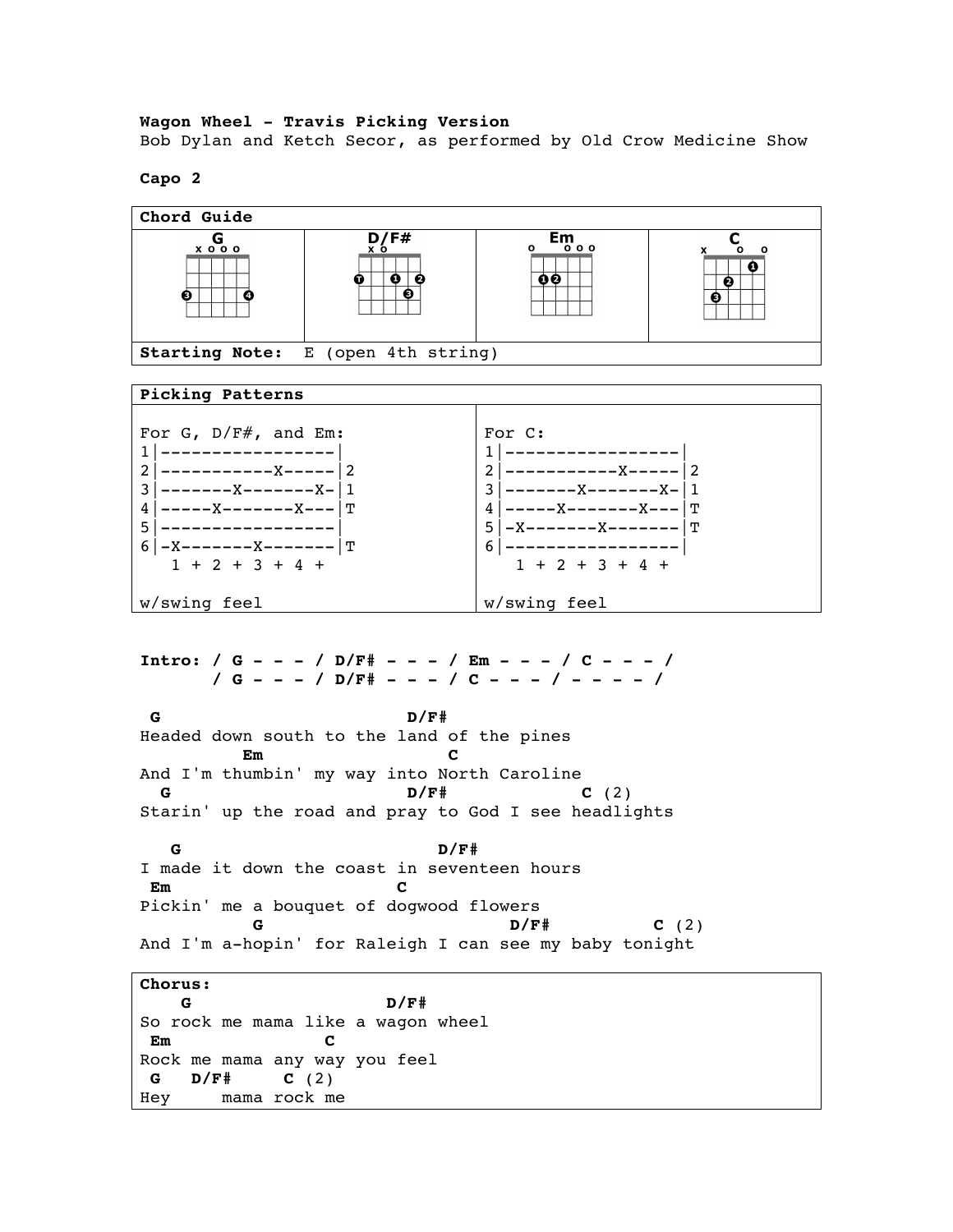**Wagon Wheel - Travis Picking Version**
Bob Dylan and Ketch Secor, as performed by Old Crow Medicine Show

**Capo 2**

**Chord Guide**

| G | D/F# | Em | C |
|---|---|---|---|
| x o o o | x o | o o o o | x o o |

**Starting Note:** E (open 4th string)

**Picking Patterns**

For G, D/F#, and Em:

```
1|-----------------|
2|-----------X-----|2
3|-------X-------X-|1
4|-----X-------X---|T
5|-----------------|
6|-X-------X-------|T
   1 + 2 + 3 + 4 +
```

w/swing feel

For C:

```
1|-----------------|
2|-----------X-----|2
3|-------X-------X-|1
4|-----X-------X---|T
5|-X-------X-------|T
6|-----------------|
   1 + 2 + 3 + 4 +
```

w/swing feel

```
Intro: / G - - - / D/F# - - - / Em - - - / C - - - /
       / G - - - / D/F# - - - / C - - - / - - - - /
```

```
 G                        D/F#
Headed down south to the land of the pines
          Em                C
And I'm thumbin' my way into North Caroline
  G                       D/F#          C (2)
Starin' up the road and pray to God I see headlights

   G                           D/F#
I made it down the coast in seventeen hours
 Em                      C
Pickin' me a bouquet of dogwood flowers
           G                          D/F#         C (2)
And I'm a-hopin' for Raleigh I can see my baby tonight
```

**Chorus:**

```
    G                   D/F#
So rock me mama like a wagon wheel
 Em              C
Rock me mama any way you feel
 G   D/F#     C (2)
Hey     mama rock me
```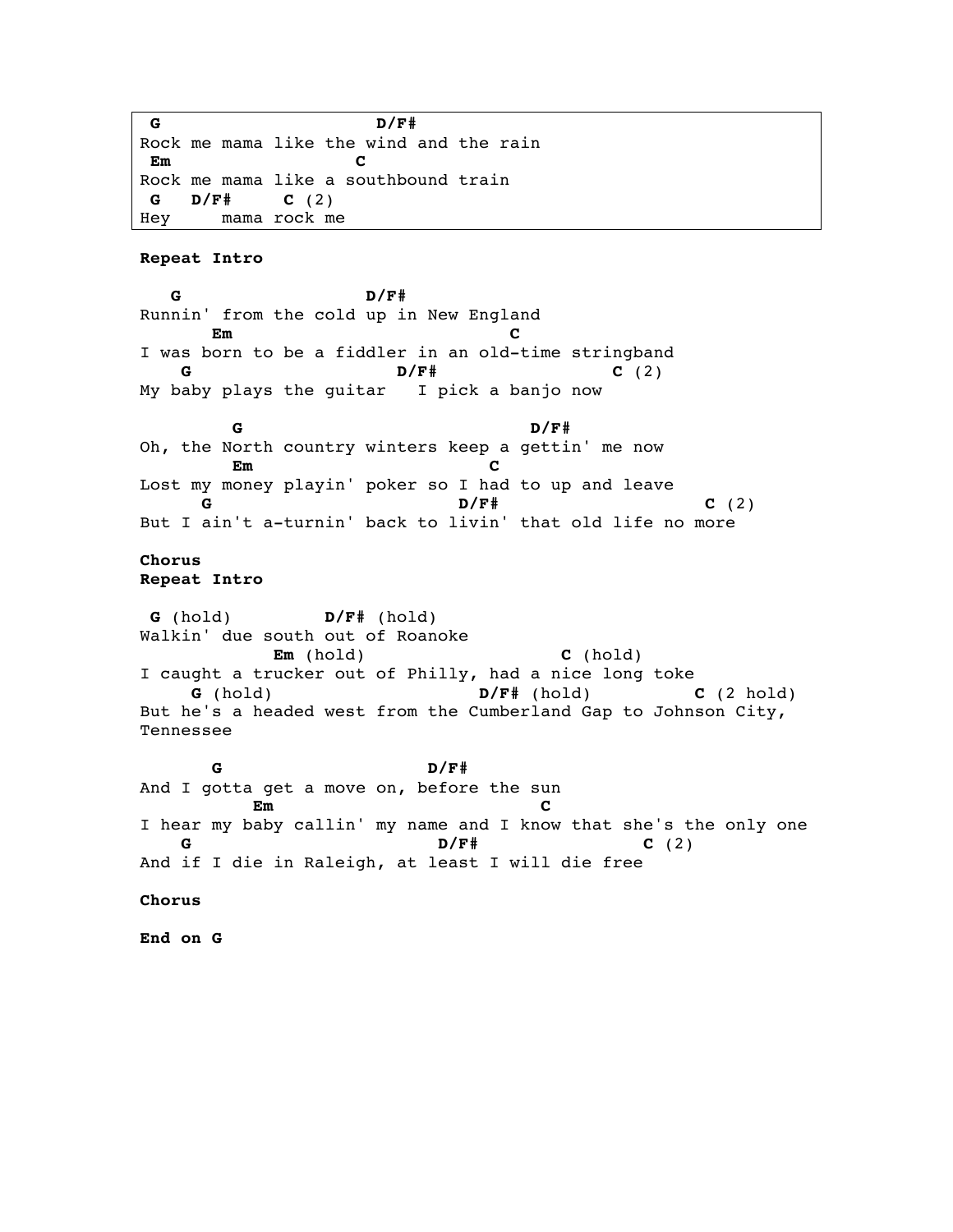```
 G                     D/F#
Rock me mama like the wind and the rain
 Em              C
Rock me mama like a southbound train
 G   D/F#     C (2)
Hey     mama rock me
```

**Repeat Intro**

```
   G                  D/F#
Runnin' from the cold up in New England
       Em                        C
I was born to be a fiddler in an old-time stringband
    G                    D/F#                C (2)
My baby plays the guitar   I pick a banjo now

         G                             D/F#
Oh, the North country winters keep a gettin' me now
        Em                    C
Lost my money playin' poker so I had to up and leave
      G                      D/F#                    C (2)
But I ain't a-turnin' back to livin' that old life no more
```

**Chorus**
**Repeat Intro**

```
 G (hold)         D/F# (hold)
Walkin' due south out of Roanoke
             Em (hold)                  C (hold)
I caught a trucker out of Philly, had a nice long toke
     G (hold)                   D/F# (hold)          C (2 hold)
But he's a headed west from the Cumberland Gap to Johnson City,
Tennessee

       G                   D/F#
And I gotta get a move on, before the sun
          Em                        C
I hear my baby callin' my name and I know that she's the only one
    G                     D/F#                C (2)
And if I die in Raleigh, at least I will die free
```

**Chorus**

**End on G**